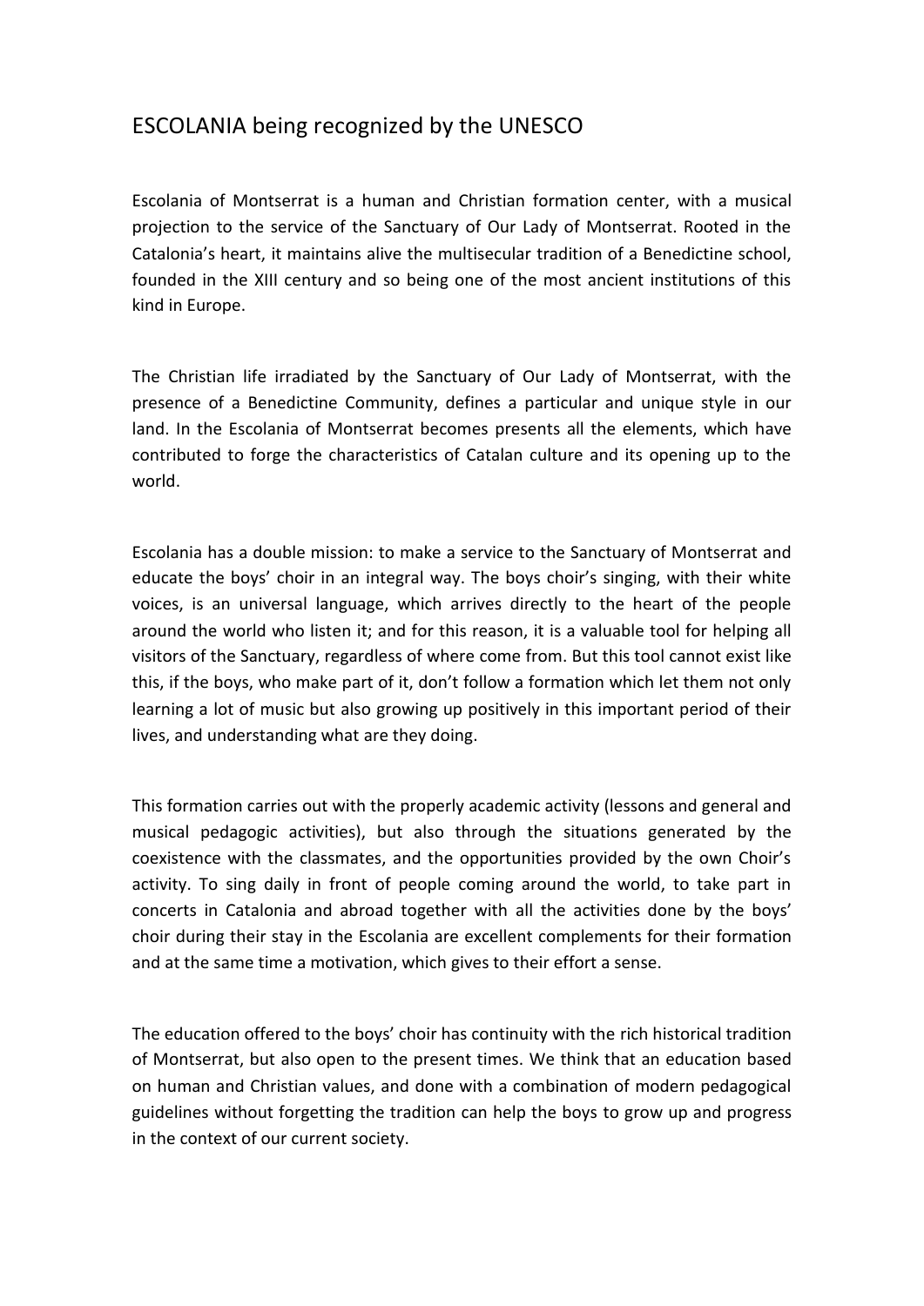# ESCOLANIA being recognized by the UNESCO

Escolania of Montserrat is a human and Christian formation center, with a musical projection to the service of the Sanctuary of Our Lady of Montserrat. Rooted in the Catalonia's heart, it maintains alive the multisecular tradition of a Benedictine school, founded in the XIII century and so being one of the most ancient institutions of this kind in Europe.

The Christian life irradiated by the Sanctuary of Our Lady of Montserrat, with the presence of a Benedictine Community, defines a particular and unique style in our land. In the Escolania of Montserrat becomes presents all the elements, which have contributed to forge the characteristics of Catalan culture and its opening up to the world.

Escolania has a double mission: to make a service to the Sanctuary of Montserrat and educate the boys' choir in an integral way. The boys choir's singing, with their white voices, is an universal language, which arrives directly to the heart of the people around the world who listen it; and for this reason, it is a valuable tool for helping all visitors of the Sanctuary, regardless of where come from. But this tool cannot exist like this, if the boys, who make part of it, don't follow a formation which let them not only learning a lot of music but also growing up positively in this important period of their lives, and understanding what are they doing.

This formation carries out with the properly academic activity (lessons and general and musical pedagogic activities), but also through the situations generated by the coexistence with the classmates, and the opportunities provided by the own Choir's activity. To sing daily in front of people coming around the world, to take part in concerts in Catalonia and abroad together with all the activities done by the boys' choir during their stay in the Escolania are excellent complements for their formation and at the same time a motivation, which gives to their effort a sense.

The education offered to the boys' choir has continuity with the rich historical tradition of Montserrat, but also open to the present times. We think that an education based on human and Christian values, and done with a combination of modern pedagogical guidelines without forgetting the tradition can help the boys to grow up and progress in the context of our current society.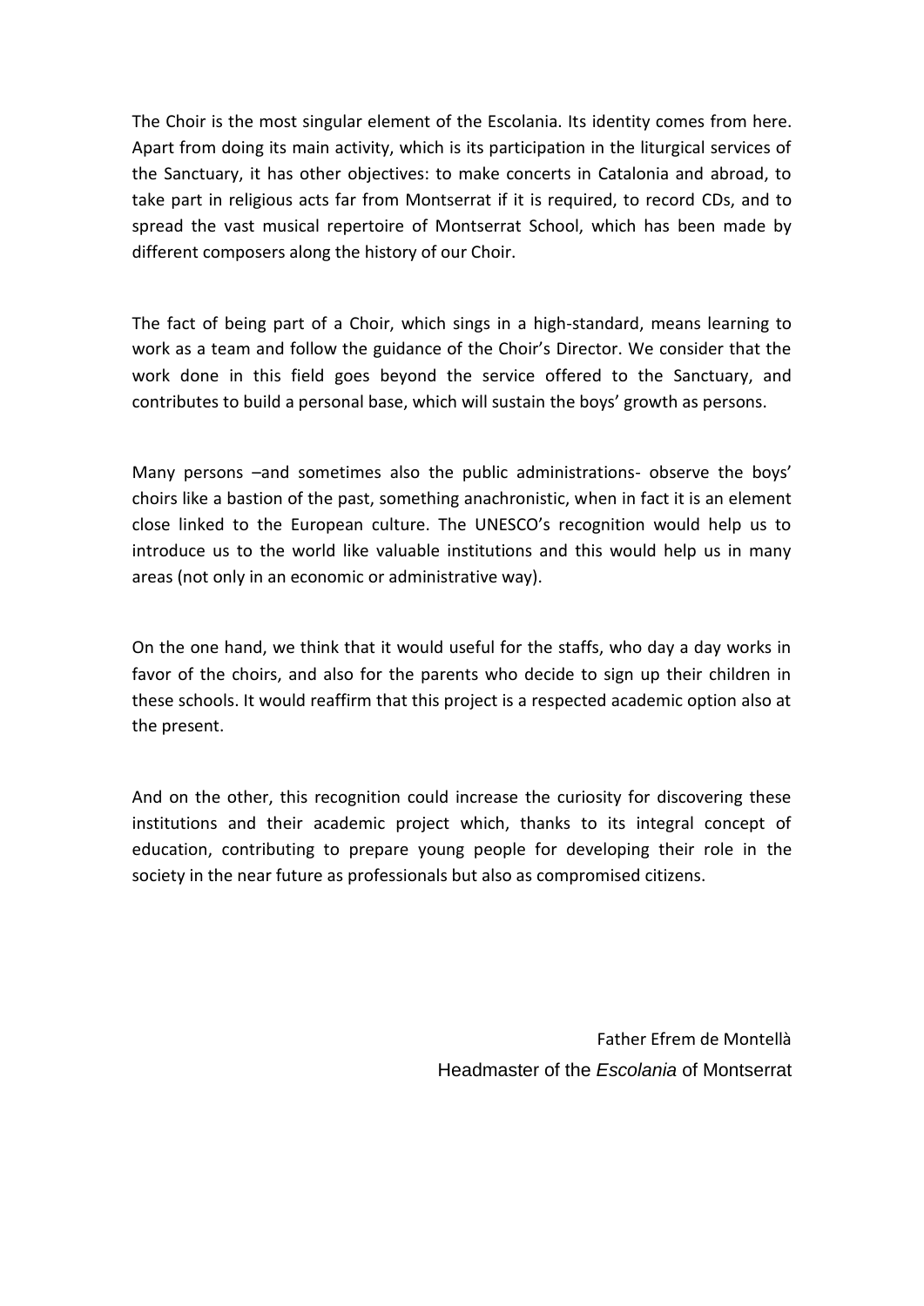The Choir is the most singular element of the Escolania. Its identity comes from here. Apart from doing its main activity, which is its participation in the liturgical services of the Sanctuary, it has other objectives: to make concerts in Catalonia and abroad, to take part in religious acts far from Montserrat if it is required, to record CDs, and to spread the vast musical repertoire of Montserrat School, which has been made by different composers along the history of our Choir.

The fact of being part of a Choir, which sings in a high-standard, means learning to work as a team and follow the guidance of the Choir's Director. We consider that the work done in this field goes beyond the service offered to the Sanctuary, and contributes to build a personal base, which will sustain the boys' growth as persons.

Many persons –and sometimes also the public administrations- observe the boys' choirs like a bastion of the past, something anachronistic, when in fact it is an element close linked to the European culture. The UNESCO's recognition would help us to introduce us to the world like valuable institutions and this would help us in many areas (not only in an economic or administrative way).

On the one hand, we think that it would useful for the staffs, who day a day works in favor of the choirs, and also for the parents who decide to sign up their children in these schools. It would reaffirm that this project is a respected academic option also at the present.

And on the other, this recognition could increase the curiosity for discovering these institutions and their academic project which, thanks to its integral concept of education, contributing to prepare young people for developing their role in the society in the near future as professionals but also as compromised citizens.

Father Efrem de Montellà
Headmaster of the *Escolania* of Montserrat